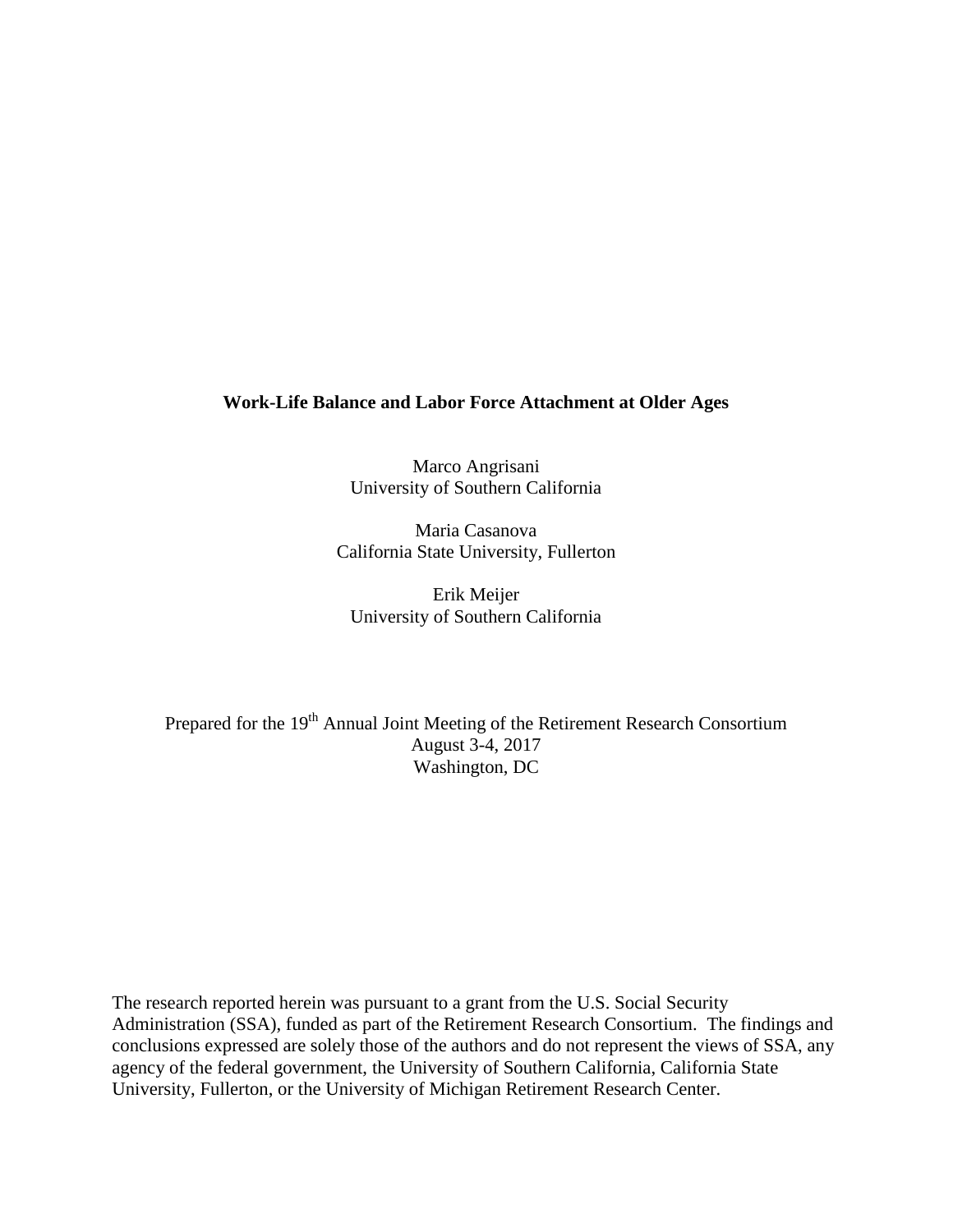# Work-Life Balance and Labor Force Attachment at Older Ages

Marco Angrisani
University of Southern California

Maria Casanova
California State University, Fullerton

Erik Meijer
University of Southern California

Prepared for the 19th Annual Joint Meeting of the Retirement Research Consortium
August 3-4, 2017
Washington, DC

The research reported herein was pursuant to a grant from the U.S. Social Security Administration (SSA), funded as part of the Retirement Research Consortium. The findings and conclusions expressed are solely those of the authors and do not represent the views of SSA, any agency of the federal government, the University of Southern California, California State University, Fullerton, or the University of Michigan Retirement Research Center.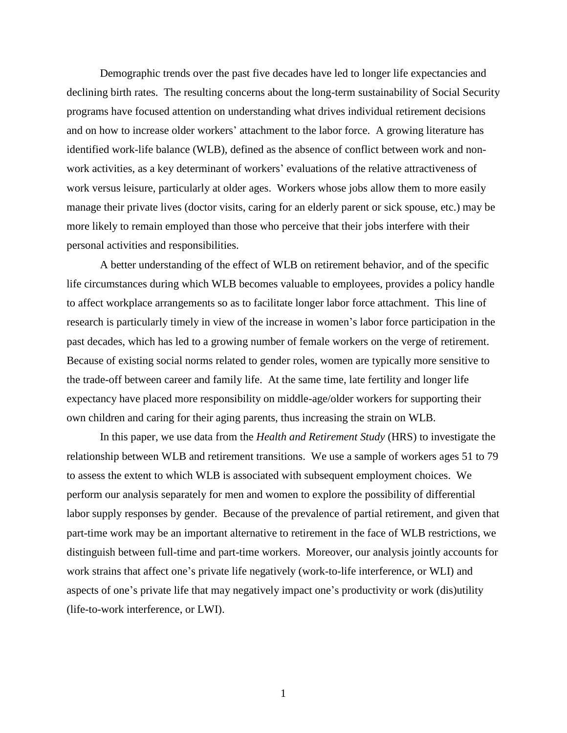Demographic trends over the past five decades have led to longer life expectancies and declining birth rates. The resulting concerns about the long-term sustainability of Social Security programs have focused attention on understanding what drives individual retirement decisions and on how to increase older workers' attachment to the labor force. A growing literature has identified work-life balance (WLB), defined as the absence of conflict between work and non-work activities, as a key determinant of workers' evaluations of the relative attractiveness of work versus leisure, particularly at older ages. Workers whose jobs allow them to more easily manage their private lives (doctor visits, caring for an elderly parent or sick spouse, etc.) may be more likely to remain employed than those who perceive that their jobs interfere with their personal activities and responsibilities.

A better understanding of the effect of WLB on retirement behavior, and of the specific life circumstances during which WLB becomes valuable to employees, provides a policy handle to affect workplace arrangements so as to facilitate longer labor force attachment. This line of research is particularly timely in view of the increase in women's labor force participation in the past decades, which has led to a growing number of female workers on the verge of retirement. Because of existing social norms related to gender roles, women are typically more sensitive to the trade-off between career and family life. At the same time, late fertility and longer life expectancy have placed more responsibility on middle-age/older workers for supporting their own children and caring for their aging parents, thus increasing the strain on WLB.

In this paper, we use data from the *Health and Retirement Study* (HRS) to investigate the relationship between WLB and retirement transitions. We use a sample of workers ages 51 to 79 to assess the extent to which WLB is associated with subsequent employment choices. We perform our analysis separately for men and women to explore the possibility of differential labor supply responses by gender. Because of the prevalence of partial retirement, and given that part-time work may be an important alternative to retirement in the face of WLB restrictions, we distinguish between full-time and part-time workers. Moreover, our analysis jointly accounts for work strains that affect one's private life negatively (work-to-life interference, or WLI) and aspects of one's private life that may negatively impact one's productivity or work (dis)utility (life-to-work interference, or LWI).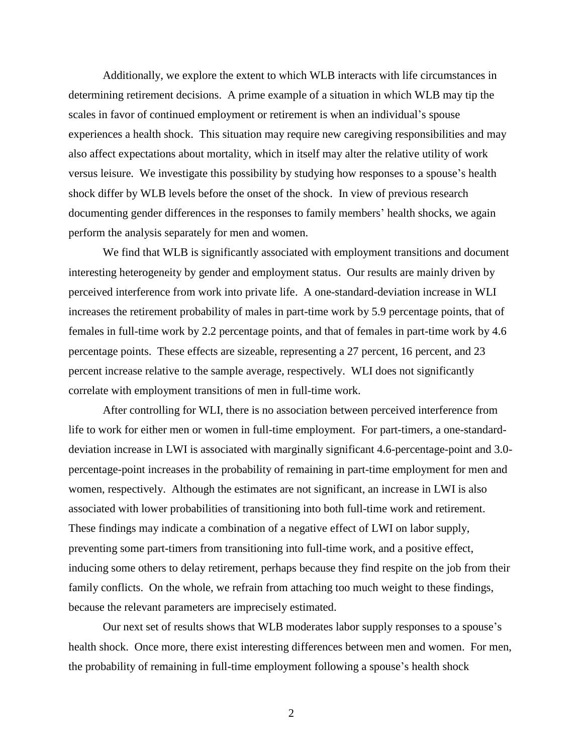Additionally, we explore the extent to which WLB interacts with life circumstances in determining retirement decisions. A prime example of a situation in which WLB may tip the scales in favor of continued employment or retirement is when an individual's spouse experiences a health shock. This situation may require new caregiving responsibilities and may also affect expectations about mortality, which in itself may alter the relative utility of work versus leisure. We investigate this possibility by studying how responses to a spouse's health shock differ by WLB levels before the onset of the shock. In view of previous research documenting gender differences in the responses to family members' health shocks, we again perform the analysis separately for men and women.

We find that WLB is significantly associated with employment transitions and document interesting heterogeneity by gender and employment status. Our results are mainly driven by perceived interference from work into private life. A one-standard-deviation increase in WLI increases the retirement probability of males in part-time work by 5.9 percentage points, that of females in full-time work by 2.2 percentage points, and that of females in part-time work by 4.6 percentage points. These effects are sizeable, representing a 27 percent, 16 percent, and 23 percent increase relative to the sample average, respectively. WLI does not significantly correlate with employment transitions of men in full-time work.

After controlling for WLI, there is no association between perceived interference from life to work for either men or women in full-time employment. For part-timers, a one-standard-deviation increase in LWI is associated with marginally significant 4.6-percentage-point and 3.0-percentage-point increases in the probability of remaining in part-time employment for men and women, respectively. Although the estimates are not significant, an increase in LWI is also associated with lower probabilities of transitioning into both full-time work and retirement. These findings may indicate a combination of a negative effect of LWI on labor supply, preventing some part-timers from transitioning into full-time work, and a positive effect, inducing some others to delay retirement, perhaps because they find respite on the job from their family conflicts. On the whole, we refrain from attaching too much weight to these findings, because the relevant parameters are imprecisely estimated.

Our next set of results shows that WLB moderates labor supply responses to a spouse's health shock. Once more, there exist interesting differences between men and women. For men, the probability of remaining in full-time employment following a spouse's health shock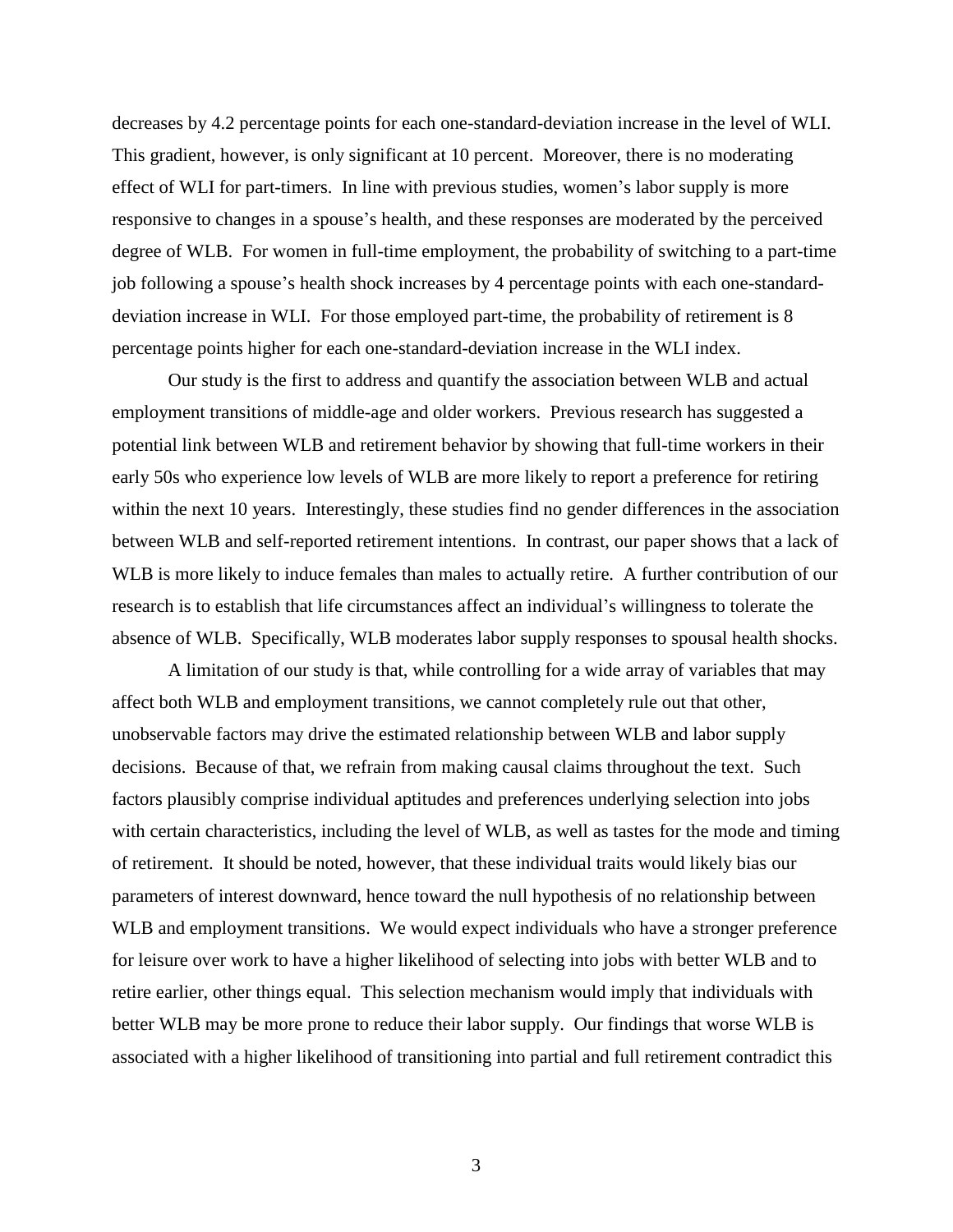decreases by 4.2 percentage points for each one-standard-deviation increase in the level of WLI. This gradient, however, is only significant at 10 percent. Moreover, there is no moderating effect of WLI for part-timers. In line with previous studies, women's labor supply is more responsive to changes in a spouse's health, and these responses are moderated by the perceived degree of WLB. For women in full-time employment, the probability of switching to a part-time job following a spouse's health shock increases by 4 percentage points with each one-standard-deviation increase in WLI. For those employed part-time, the probability of retirement is 8 percentage points higher for each one-standard-deviation increase in the WLI index.

Our study is the first to address and quantify the association between WLB and actual employment transitions of middle-age and older workers. Previous research has suggested a potential link between WLB and retirement behavior by showing that full-time workers in their early 50s who experience low levels of WLB are more likely to report a preference for retiring within the next 10 years. Interestingly, these studies find no gender differences in the association between WLB and self-reported retirement intentions. In contrast, our paper shows that a lack of WLB is more likely to induce females than males to actually retire. A further contribution of our research is to establish that life circumstances affect an individual's willingness to tolerate the absence of WLB. Specifically, WLB moderates labor supply responses to spousal health shocks.

A limitation of our study is that, while controlling for a wide array of variables that may affect both WLB and employment transitions, we cannot completely rule out that other, unobservable factors may drive the estimated relationship between WLB and labor supply decisions. Because of that, we refrain from making causal claims throughout the text. Such factors plausibly comprise individual aptitudes and preferences underlying selection into jobs with certain characteristics, including the level of WLB, as well as tastes for the mode and timing of retirement. It should be noted, however, that these individual traits would likely bias our parameters of interest downward, hence toward the null hypothesis of no relationship between WLB and employment transitions. We would expect individuals who have a stronger preference for leisure over work to have a higher likelihood of selecting into jobs with better WLB and to retire earlier, other things equal. This selection mechanism would imply that individuals with better WLB may be more prone to reduce their labor supply. Our findings that worse WLB is associated with a higher likelihood of transitioning into partial and full retirement contradict this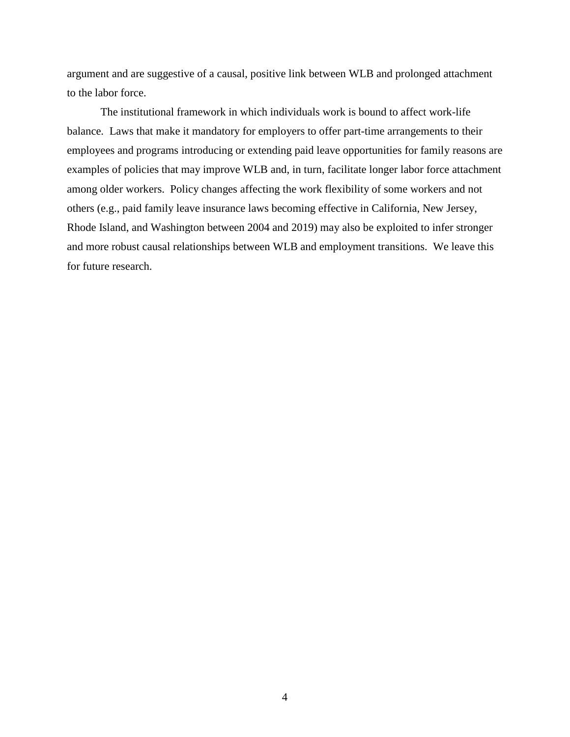argument and are suggestive of a causal, positive link between WLB and prolonged attachment to the labor force.

The institutional framework in which individuals work is bound to affect work-life balance. Laws that make it mandatory for employers to offer part-time arrangements to their employees and programs introducing or extending paid leave opportunities for family reasons are examples of policies that may improve WLB and, in turn, facilitate longer labor force attachment among older workers. Policy changes affecting the work flexibility of some workers and not others (e.g., paid family leave insurance laws becoming effective in California, New Jersey, Rhode Island, and Washington between 2004 and 2019) may also be exploited to infer stronger and more robust causal relationships between WLB and employment transitions. We leave this for future research.